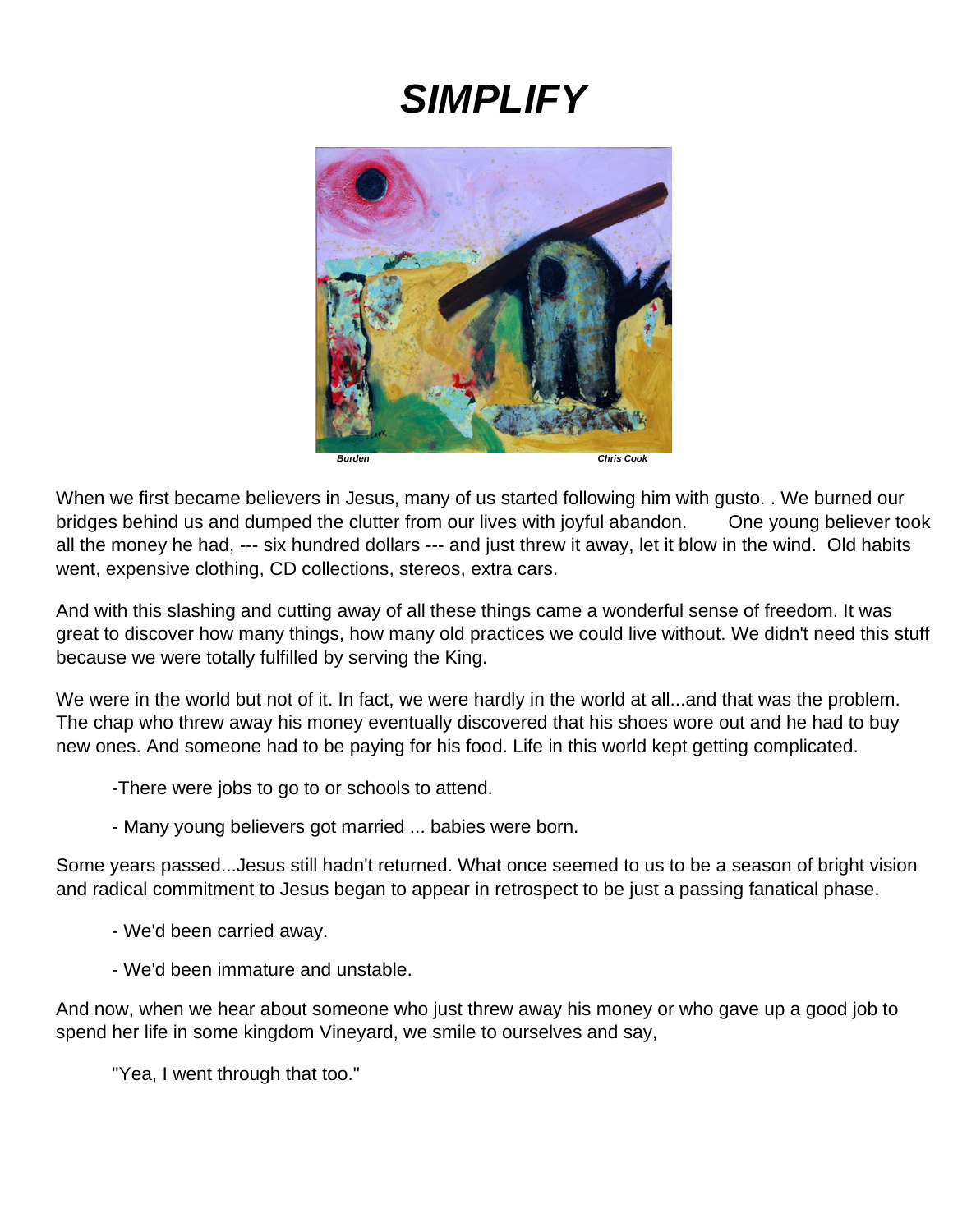# *SIMPLIFY*

***Burden*** ***Chris Cook***

When we first became believers in Jesus, many of us started following him with gusto. . We burned our bridges behind us and dumped the clutter from our lives with joyful abandon. One young believer took all the money he had, --- six hundred dollars --- and just threw it away, let it blow in the wind. Old habits went, expensive clothing, CD collections, stereos, extra cars.

And with this slashing and cutting away of all these things came a wonderful sense of freedom. It was great to discover how many things, how many old practices we could live without. We didn't need this stuff because we were totally fulfilled by serving the King.

We were in the world but not of it. In fact, we were hardly in the world at all...and that was the problem. The chap who threw away his money eventually discovered that his shoes wore out and he had to buy new ones. And someone had to be paying for his food. Life in this world kept getting complicated.

-There were jobs to go to or schools to attend.

- Many young believers got married ... babies were born.

Some years passed...Jesus still hadn't returned. What once seemed to us to be a season of bright vision and radical commitment to Jesus began to appear in retrospect to be just a passing fanatical phase.

- We'd been carried away.

- We'd been immature and unstable.

And now, when we hear about someone who just threw away his money or who gave up a good job to spend her life in some kingdom Vineyard, we smile to ourselves and say,

"Yea, I went through that too."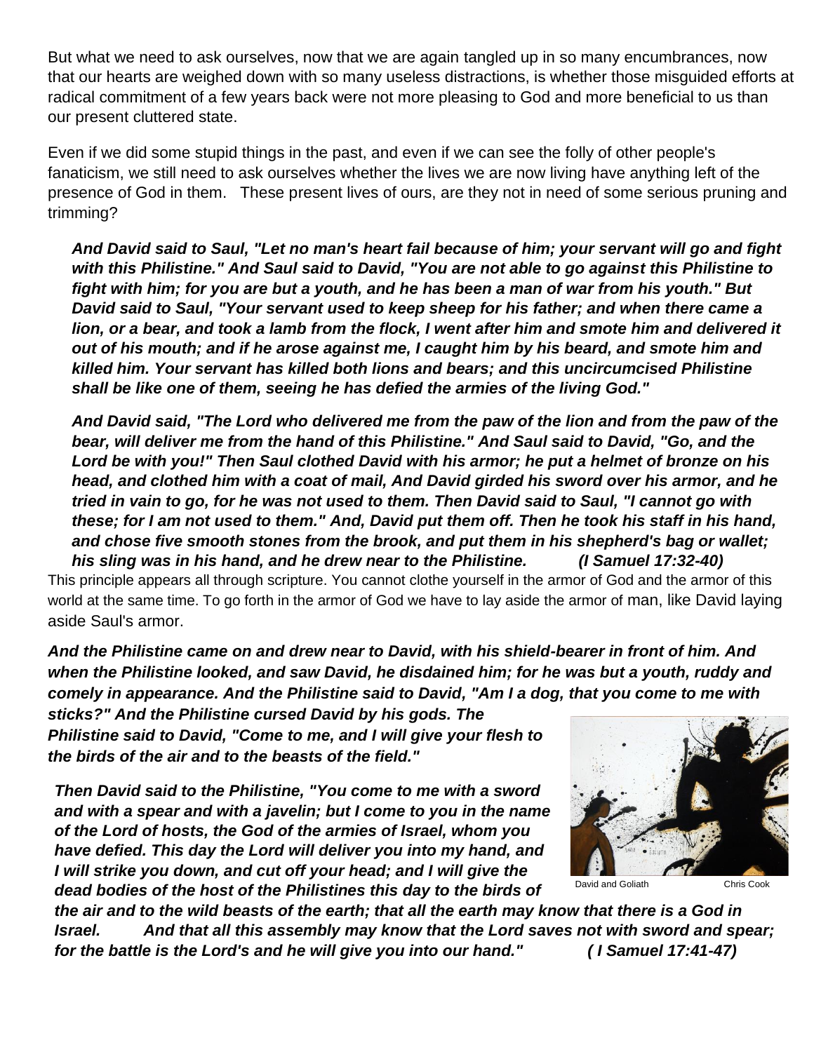But what we need to ask ourselves, now that we are again tangled up in so many encumbrances, now that our hearts are weighed down with so many useless distractions, is whether those misguided efforts at radical commitment of a few years back were not more pleasing to God and more beneficial to us than our present cluttered state.

Even if we did some stupid things in the past, and even if we can see the folly of other people's fanaticism, we still need to ask ourselves whether the lives we are now living have anything left of the presence of God in them. These present lives of ours, are they not in need of some serious pruning and trimming?

> ***And David said to Saul, "Let no man's heart fail because of him; your servant will go and fight with this Philistine." And Saul said to David, "You are not able to go against this Philistine to fight with him; for you are but a youth, and he has been a man of war from his youth." But David said to Saul, "Your servant used to keep sheep for his father; and when there came a lion, or a bear, and took a lamb from the flock, I went after him and smote him and delivered it out of his mouth; and if he arose against me, I caught him by his beard, and smote him and killed him. Your servant has killed both lions and bears; and this uncircumcised Philistine shall be like one of them, seeing he has defied the armies of the living God."***
>
> ***And David said, "The Lord who delivered me from the paw of the lion and from the paw of the bear, will deliver me from the hand of this Philistine." And Saul said to David, "Go, and the Lord be with you!" Then Saul clothed David with his armor; he put a helmet of bronze on his head, and clothed him with a coat of mail, And David girded his sword over his armor, and he tried in vain to go, for he was not used to them. Then David said to Saul, "I cannot go with these; for I am not used to them." And, David put them off. Then he took his staff in his hand, and chose five smooth stones from the brook, and put them in his shepherd's bag or wallet; his sling was in his hand, and he drew near to the Philistine. (I Samuel 17:32-40)***

This principle appears all through scripture. You cannot clothe yourself in the armor of God and the armor of this world at the same time. To go forth in the armor of God we have to lay aside the armor of man, like David laying aside Saul's armor.

***And the Philistine came on and drew near to David, with his shield-bearer in front of him. And when the Philistine looked, and saw David, he disdained him; for he was but a youth, ruddy and comely in appearance. And the Philistine said to David, "Am I a dog, that you come to me with sticks?" And the Philistine cursed David by his gods. The Philistine said to David, "Come to me, and I will give your flesh to the birds of the air and to the beasts of the field."***

> ***Then David said to the Philistine, "You come to me with a sword and with a spear and with a javelin; but I come to you in the name of the Lord of hosts, the God of the armies of Israel, whom you have defied. This day the Lord will deliver you into my hand, and I will strike you down, and cut off your head; and I will give the dead bodies of the host of the Philistines this day to the birds of the air and to the wild beasts of the earth; that all the earth may know that there is a God in Israel. And that all this assembly may know that the Lord saves not with sword and spear; for the battle is the Lord's and he will give you into our hand." ( I Samuel 17:41-47)***

David and Goliath — Chris Cook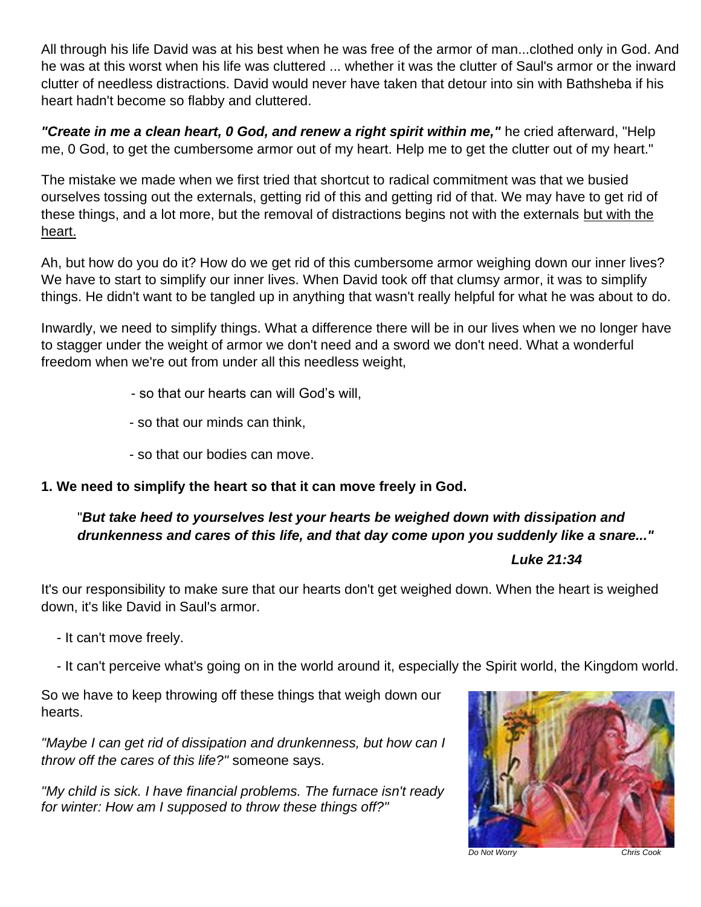All through his life David was at his best when he was free of the armor of man...clothed only in God. And he was at this worst when his life was cluttered ... whether it was the clutter of Saul's armor or the inward clutter of needless distractions. David would never have taken that detour into sin with Bathsheba if his heart hadn't become so flabby and cluttered.

***"Create in me a clean heart, 0 God, and renew a right spirit within me,"*** he cried afterward, "Help me, 0 God, to get the cumbersome armor out of my heart. Help me to get the clutter out of my heart."

The mistake we made when we first tried that shortcut to radical commitment was that we busied ourselves tossing out the externals, getting rid of this and getting rid of that. We may have to get rid of these things, and a lot more, but the removal of distractions begins not with the externals <u>but with the heart.</u>

Ah, but how do you do it? How do we get rid of this cumbersome armor weighing down our inner lives? We have to start to simplify our inner lives. When David took off that clumsy armor, it was to simplify things. He didn't want to be tangled up in anything that wasn't really helpful for what he was about to do.

Inwardly, we need to simplify things. What a difference there will be in our lives when we no longer have to stagger under the weight of armor we don't need and a sword we don't need. What a wonderful freedom when we're out from under all this needless weight,

- so that our hearts can will God's will,
- so that our minds can think,
- so that our bodies can move.

**1. We need to simplify the heart so that it can move freely in God.**

> "***But take heed to yourselves lest your hearts be weighed down with dissipation and drunkenness and cares of this life, and that day come upon you suddenly like a snare..."***
>
> ***Luke 21:34***

It's our responsibility to make sure that our hearts don't get weighed down. When the heart is weighed down, it's like David in Saul's armor.

- It can't move freely.
- It can't perceive what's going on in the world around it, especially the Spirit world, the Kingdom world.

So we have to keep throwing off these things that weigh down our hearts.

*"Maybe I can get rid of dissipation and drunkenness, but how can I throw off the cares of this life?"* someone says.

*"My child is sick. I have financial problems. The furnace isn't ready for winter: How am I supposed to throw these things off?"*

*Do Not Worry* *Chris Cook*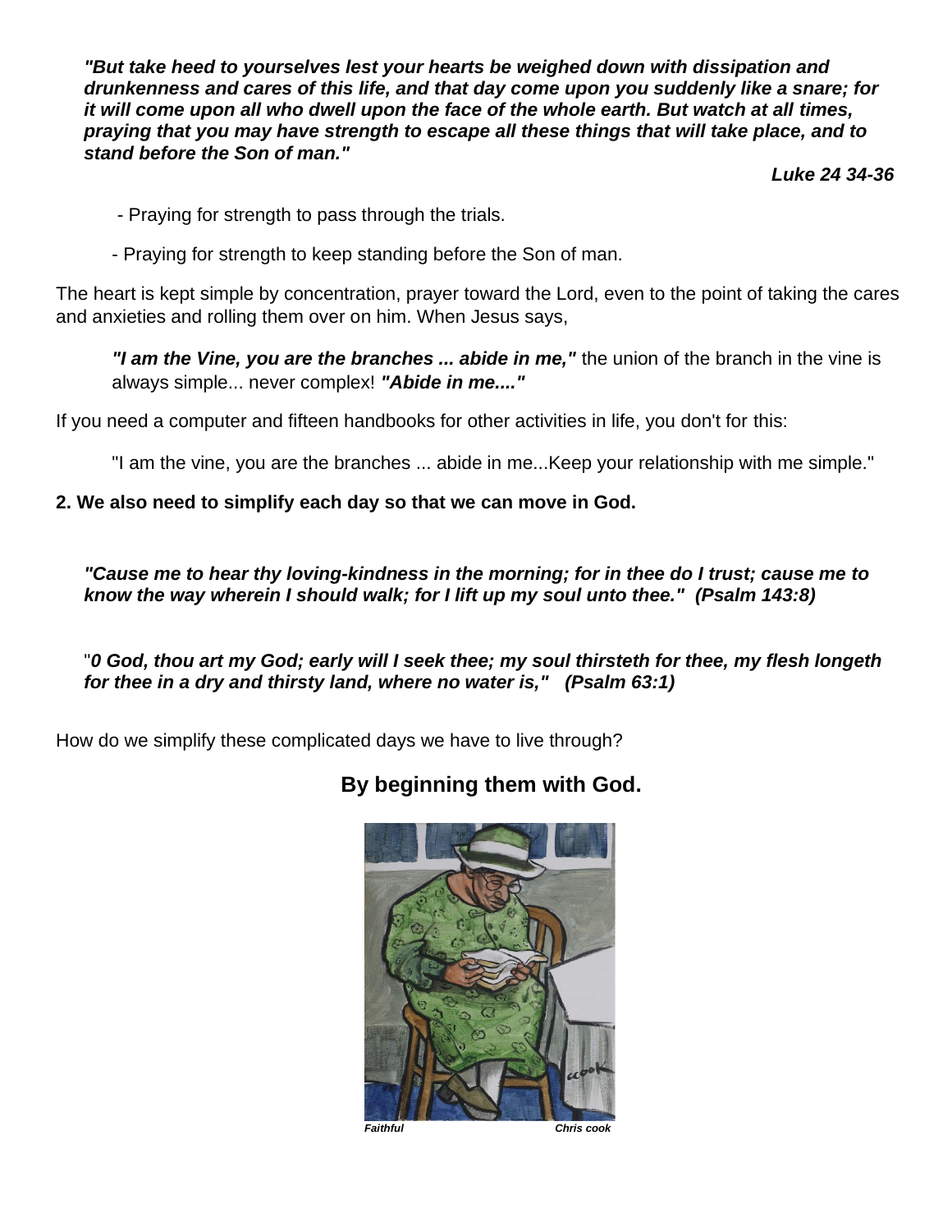***"But take heed to yourselves lest your hearts be weighed down with dissipation and drunkenness and cares of this life, and that day come upon you suddenly like a snare; for it will come upon all who dwell upon the face of the whole earth. But watch at all times, praying that you may have strength to escape all these things that will take place, and to stand before the Son of man."***

***Luke 24 34-36***

- Praying for strength to pass through the trials.
- Praying for strength to keep standing before the Son of man.

The heart is kept simple by concentration, prayer toward the Lord, even to the point of taking the cares and anxieties and rolling them over on him. When Jesus says,

> ***"I am the Vine, you are the branches ... abide in me,"*** the union of the branch in the vine is always simple... never complex! ***"Abide in me...."***

If you need a computer and fifteen handbooks for other activities in life, you don't for this:

> "I am the vine, you are the branches ... abide in me...Keep your relationship with me simple."

**2. We also need to simplify each day so that we can move in God.**

> ***"Cause me to hear thy loving-kindness in the morning; for in thee do I trust; cause me to know the way wherein I should walk; for I lift up my soul unto thee." (Psalm 143:8)***

> "***0 God, thou art my God; early will I seek thee; my soul thirsteth for thee, my flesh longeth for thee in a dry and thirsty land, where no water is," (Psalm 63:1)***

How do we simplify these complicated days we have to live through?

**By beginning them with God.**

***Faithful*** ***Chris cook***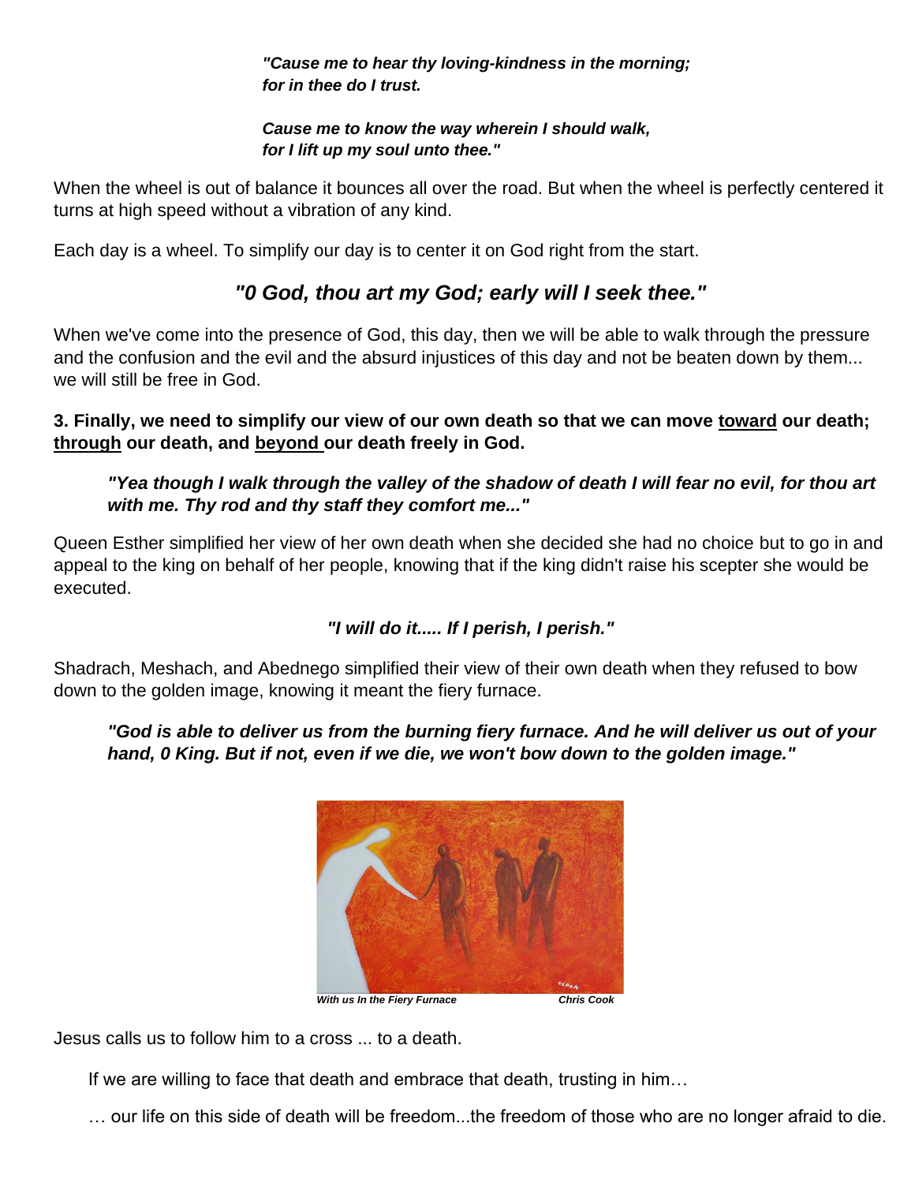***"Cause me to hear thy loving-kindness in the morning;***
***for in thee do I trust.***

***Cause me to know the way wherein I should walk,***
***for I lift up my soul unto thee."***

When the wheel is out of balance it bounces all over the road. But when the wheel is perfectly centered it turns at high speed without a vibration of any kind.

Each day is a wheel. To simplify our day is to center it on God right from the start.

***"0 God, thou art my God; early will I seek thee."***

When we've come into the presence of God, this day, then we will be able to walk through the pressure and the confusion and the evil and the absurd injustices of this day and not be beaten down by them... we will still be free in God.

**3. Finally, we need to simplify our view of our own death so that we can move <u>toward</u> our death; <u>through</u> our death, and <u>beyond</u> our death freely in God.**

> ***"Yea though I walk through the valley of the shadow of death I will fear no evil, for thou art with me. Thy rod and thy staff they comfort me..."***

Queen Esther simplified her view of her own death when she decided she had no choice but to go in and appeal to the king on behalf of her people, knowing that if the king didn't raise his scepter she would be executed.

***"I will do it..... If I perish, I perish."***

Shadrach, Meshach, and Abednego simplified their view of their own death when they refused to bow down to the golden image, knowing it meant the fiery furnace.

> ***"God is able to deliver us from the burning fiery furnace. And he will deliver us out of your hand, 0 King. But if not, even if we die, we won't bow down to the golden image."***

***With us In the Fiery Furnace*** ***Chris Cook***

Jesus calls us to follow him to a cross ... to a death.

If we are willing to face that death and embrace that death, trusting in him…

… our life on this side of death will be freedom...the freedom of those who are no longer afraid to die.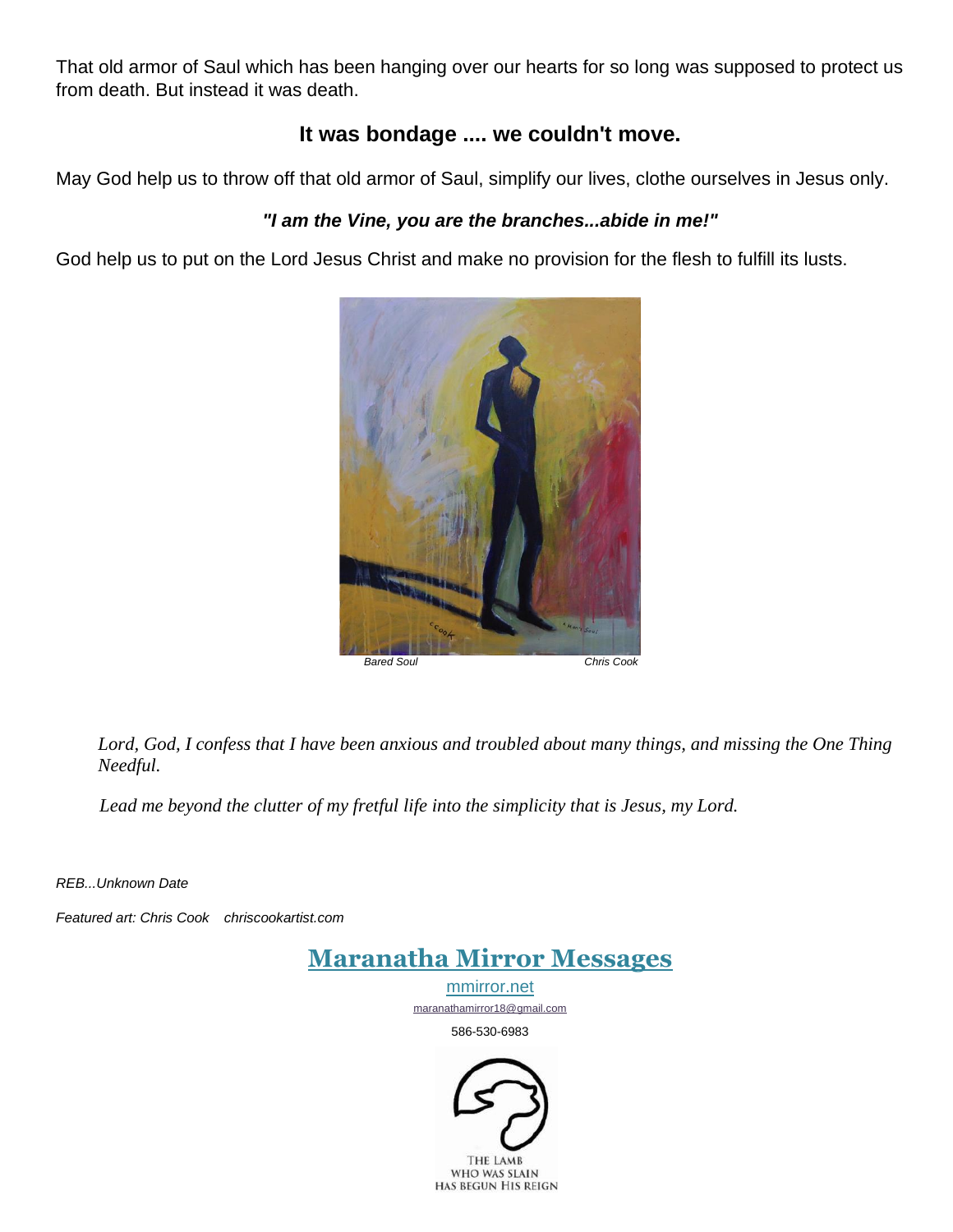That old armor of Saul which has been hanging over our hearts for so long was supposed to protect us from death. But instead it was death.

**It was bondage .... we couldn't move.**

May God help us to throw off that old armor of Saul, simplify our lives, clothe ourselves in Jesus only.

***"I am the Vine, you are the branches...abide in me!"***

God help us to put on the Lord Jesus Christ and make no provision for the flesh to fulfill its lusts.

*Bared Soul* *Chris Cook*

*Lord, God, I confess that I have been anxious and troubled about many things, and missing the One Thing Needful.*

*Lead me beyond the clutter of my fretful life into the simplicity that is Jesus, my Lord.*

*REB...Unknown Date*

*Featured art: Chris Cook chriscookartist.com*

**Maranatha Mirror Messages**

mmirror.net

maranathamirror18@gmail.com

586-530-6983

THE LAMB
WHO WAS SLAIN
HAS BEGUN HIS REIGN